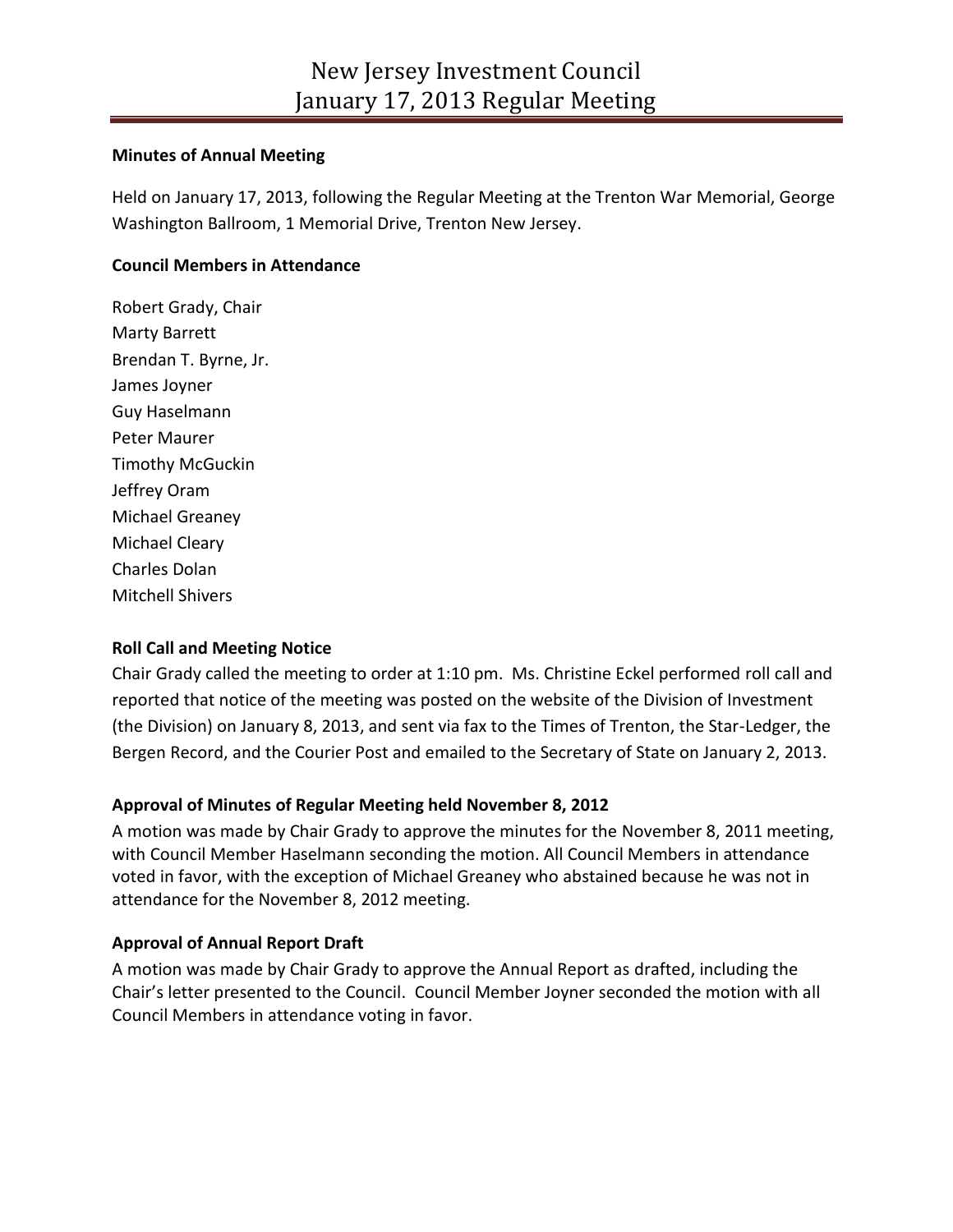# New Jersey Investment Council
# January 17, 2013 Regular Meeting

**Minutes of Annual Meeting**

Held on January 17, 2013, following the Regular Meeting at the Trenton War Memorial, George Washington Ballroom, 1 Memorial Drive, Trenton New Jersey.

**Council Members in Attendance**

Robert Grady, Chair
Marty Barrett
Brendan T. Byrne, Jr.
James Joyner
Guy Haselmann
Peter Maurer
Timothy McGuckin
Jeffrey Oram
Michael Greaney
Michael Cleary
Charles Dolan
Mitchell Shivers

**Roll Call and Meeting Notice**

Chair Grady called the meeting to order at 1:10 pm. Ms. Christine Eckel performed roll call and reported that notice of the meeting was posted on the website of the Division of Investment (the Division) on January 8, 2013, and sent via fax to the Times of Trenton, the Star-Ledger, the Bergen Record, and the Courier Post and emailed to the Secretary of State on January 2, 2013.

**Approval of Minutes of Regular Meeting held November 8, 2012**

A motion was made by Chair Grady to approve the minutes for the November 8, 2011 meeting, with Council Member Haselmann seconding the motion. All Council Members in attendance voted in favor, with the exception of Michael Greaney who abstained because he was not in attendance for the November 8, 2012 meeting.

**Approval of Annual Report Draft**

A motion was made by Chair Grady to approve the Annual Report as drafted, including the Chair's letter presented to the Council. Council Member Joyner seconded the motion with all Council Members in attendance voting in favor.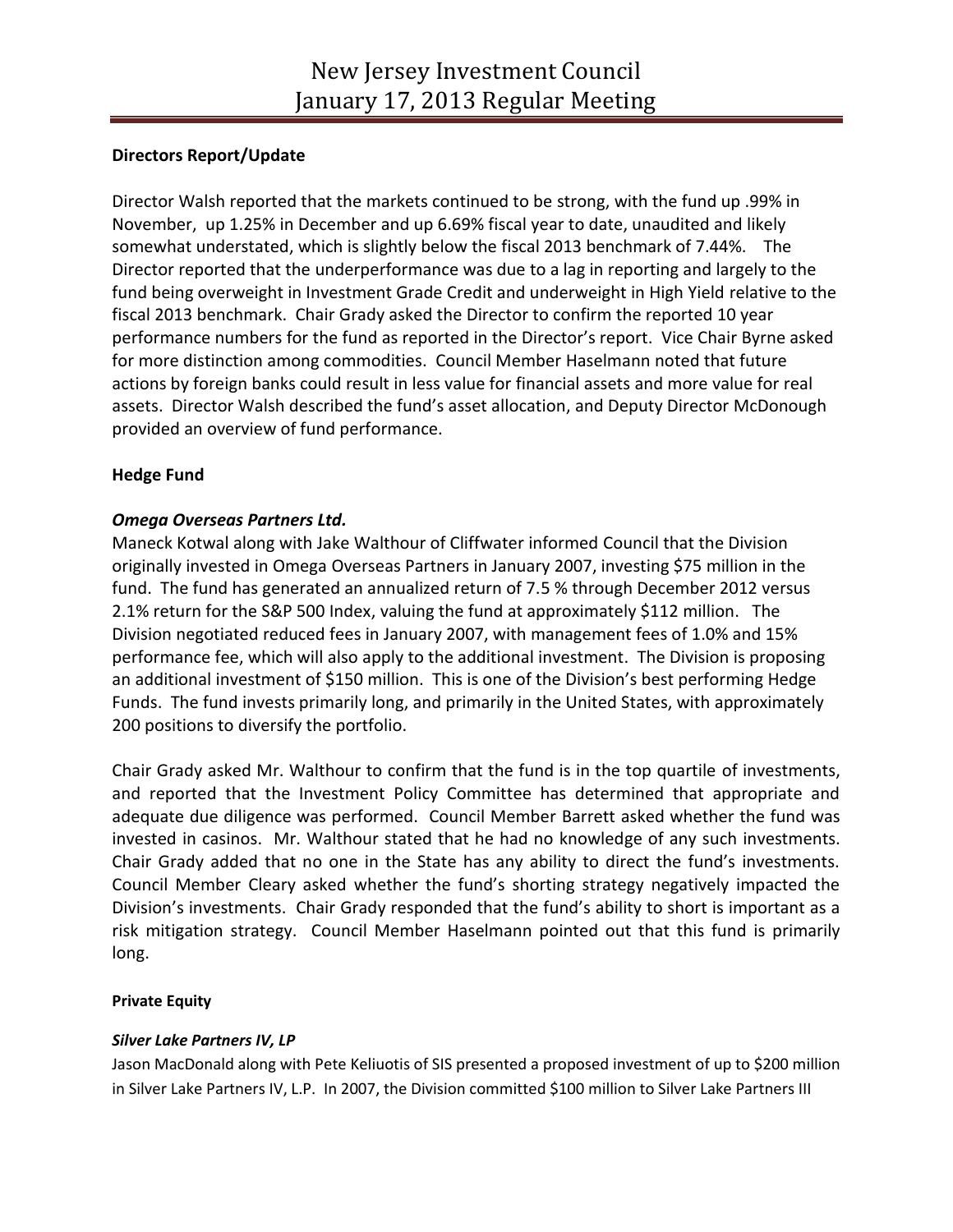**Directors Report/Update**

Director Walsh reported that the markets continued to be strong, with the fund up .99% in November, up 1.25% in December and up 6.69% fiscal year to date, unaudited and likely somewhat understated, which is slightly below the fiscal 2013 benchmark of 7.44%. The Director reported that the underperformance was due to a lag in reporting and largely to the fund being overweight in Investment Grade Credit and underweight in High Yield relative to the fiscal 2013 benchmark. Chair Grady asked the Director to confirm the reported 10 year performance numbers for the fund as reported in the Director's report. Vice Chair Byrne asked for more distinction among commodities. Council Member Haselmann noted that future actions by foreign banks could result in less value for financial assets and more value for real assets. Director Walsh described the fund's asset allocation, and Deputy Director McDonough provided an overview of fund performance.

**Hedge Fund**

***Omega Overseas Partners Ltd.***

Maneck Kotwal along with Jake Walthour of Cliffwater informed Council that the Division originally invested in Omega Overseas Partners in January 2007, investing $75 million in the fund. The fund has generated an annualized return of 7.5 % through December 2012 versus 2.1% return for the S&P 500 Index, valuing the fund at approximately $112 million. The Division negotiated reduced fees in January 2007, with management fees of 1.0% and 15% performance fee, which will also apply to the additional investment. The Division is proposing an additional investment of $150 million. This is one of the Division's best performing Hedge Funds. The fund invests primarily long, and primarily in the United States, with approximately 200 positions to diversify the portfolio.

Chair Grady asked Mr. Walthour to confirm that the fund is in the top quartile of investments, and reported that the Investment Policy Committee has determined that appropriate and adequate due diligence was performed. Council Member Barrett asked whether the fund was invested in casinos. Mr. Walthour stated that he had no knowledge of any such investments. Chair Grady added that no one in the State has any ability to direct the fund's investments. Council Member Cleary asked whether the fund's shorting strategy negatively impacted the Division's investments. Chair Grady responded that the fund's ability to short is important as a risk mitigation strategy. Council Member Haselmann pointed out that this fund is primarily long.

**Private Equity**

***Silver Lake Partners IV, LP***

Jason MacDonald along with Pete Keliuotis of SIS presented a proposed investment of up to $200 million in Silver Lake Partners IV, L.P. In 2007, the Division committed $100 million to Silver Lake Partners III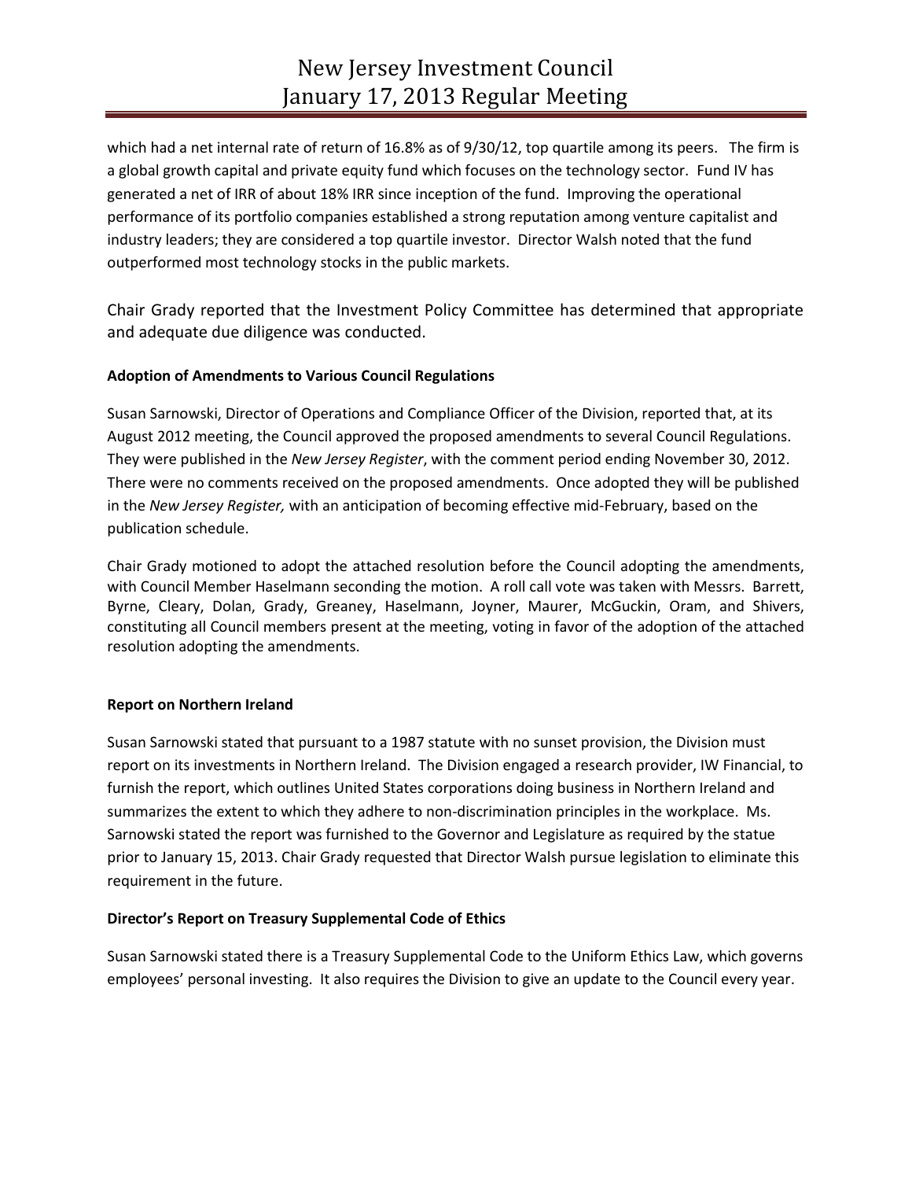which had a net internal rate of return of 16.8% as of 9/30/12, top quartile among its peers. The firm is a global growth capital and private equity fund which focuses on the technology sector. Fund IV has generated a net of IRR of about 18% IRR since inception of the fund. Improving the operational performance of its portfolio companies established a strong reputation among venture capitalist and industry leaders; they are considered a top quartile investor. Director Walsh noted that the fund outperformed most technology stocks in the public markets.

Chair Grady reported that the Investment Policy Committee has determined that appropriate and adequate due diligence was conducted.

**Adoption of Amendments to Various Council Regulations**

Susan Sarnowski, Director of Operations and Compliance Officer of the Division, reported that, at its August 2012 meeting, the Council approved the proposed amendments to several Council Regulations. They were published in the *New Jersey Register*, with the comment period ending November 30, 2012. There were no comments received on the proposed amendments. Once adopted they will be published in the *New Jersey Register,* with an anticipation of becoming effective mid-February, based on the publication schedule.

Chair Grady motioned to adopt the attached resolution before the Council adopting the amendments, with Council Member Haselmann seconding the motion. A roll call vote was taken with Messrs. Barrett, Byrne, Cleary, Dolan, Grady, Greaney, Haselmann, Joyner, Maurer, McGuckin, Oram, and Shivers, constituting all Council members present at the meeting, voting in favor of the adoption of the attached resolution adopting the amendments.

**Report on Northern Ireland**

Susan Sarnowski stated that pursuant to a 1987 statute with no sunset provision, the Division must report on its investments in Northern Ireland. The Division engaged a research provider, IW Financial, to furnish the report, which outlines United States corporations doing business in Northern Ireland and summarizes the extent to which they adhere to non-discrimination principles in the workplace. Ms. Sarnowski stated the report was furnished to the Governor and Legislature as required by the statue prior to January 15, 2013. Chair Grady requested that Director Walsh pursue legislation to eliminate this requirement in the future.

**Director's Report on Treasury Supplemental Code of Ethics**

Susan Sarnowski stated there is a Treasury Supplemental Code to the Uniform Ethics Law, which governs employees' personal investing. It also requires the Division to give an update to the Council every year.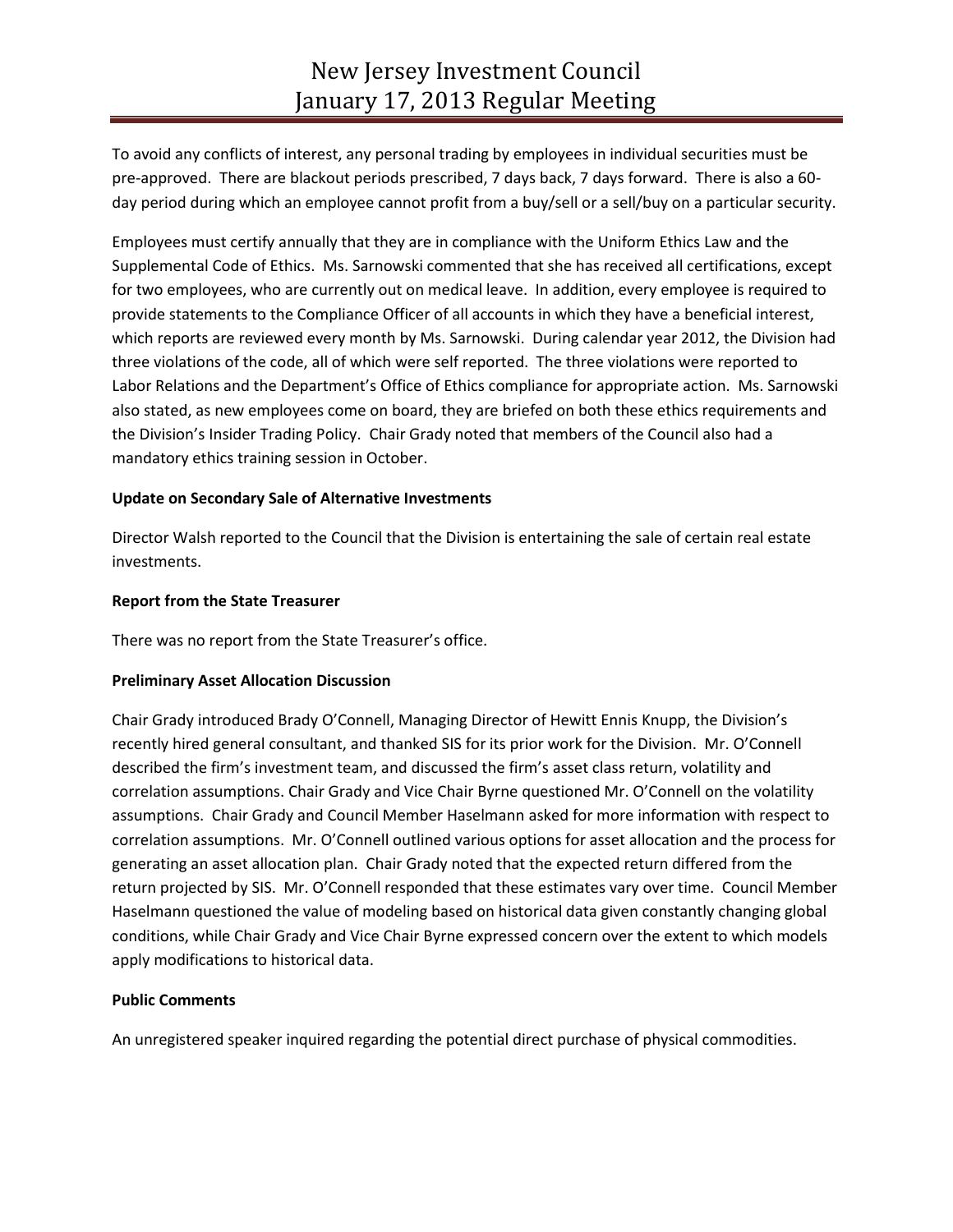To avoid any conflicts of interest, any personal trading by employees in individual securities must be pre-approved. There are blackout periods prescribed, 7 days back, 7 days forward. There is also a 60-day period during which an employee cannot profit from a buy/sell or a sell/buy on a particular security.

Employees must certify annually that they are in compliance with the Uniform Ethics Law and the Supplemental Code of Ethics. Ms. Sarnowski commented that she has received all certifications, except for two employees, who are currently out on medical leave. In addition, every employee is required to provide statements to the Compliance Officer of all accounts in which they have a beneficial interest, which reports are reviewed every month by Ms. Sarnowski. During calendar year 2012, the Division had three violations of the code, all of which were self reported. The three violations were reported to Labor Relations and the Department's Office of Ethics compliance for appropriate action. Ms. Sarnowski also stated, as new employees come on board, they are briefed on both these ethics requirements and the Division's Insider Trading Policy. Chair Grady noted that members of the Council also had a mandatory ethics training session in October.

**Update on Secondary Sale of Alternative Investments**

Director Walsh reported to the Council that the Division is entertaining the sale of certain real estate investments.

**Report from the State Treasurer**

There was no report from the State Treasurer's office.

**Preliminary Asset Allocation Discussion**

Chair Grady introduced Brady O'Connell, Managing Director of Hewitt Ennis Knupp, the Division's recently hired general consultant, and thanked SIS for its prior work for the Division. Mr. O'Connell described the firm's investment team, and discussed the firm's asset class return, volatility and correlation assumptions. Chair Grady and Vice Chair Byrne questioned Mr. O'Connell on the volatility assumptions. Chair Grady and Council Member Haselmann asked for more information with respect to correlation assumptions. Mr. O'Connell outlined various options for asset allocation and the process for generating an asset allocation plan. Chair Grady noted that the expected return differed from the return projected by SIS. Mr. O'Connell responded that these estimates vary over time. Council Member Haselmann questioned the value of modeling based on historical data given constantly changing global conditions, while Chair Grady and Vice Chair Byrne expressed concern over the extent to which models apply modifications to historical data.

**Public Comments**

An unregistered speaker inquired regarding the potential direct purchase of physical commodities.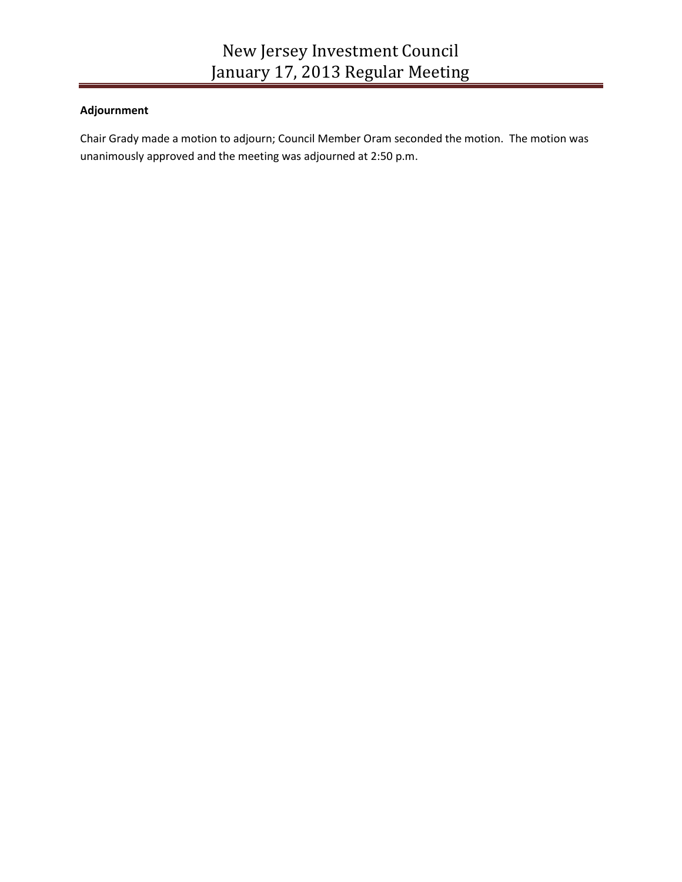**Adjournment**

Chair Grady made a motion to adjourn; Council Member Oram seconded the motion. The motion was unanimously approved and the meeting was adjourned at 2:50 p.m.